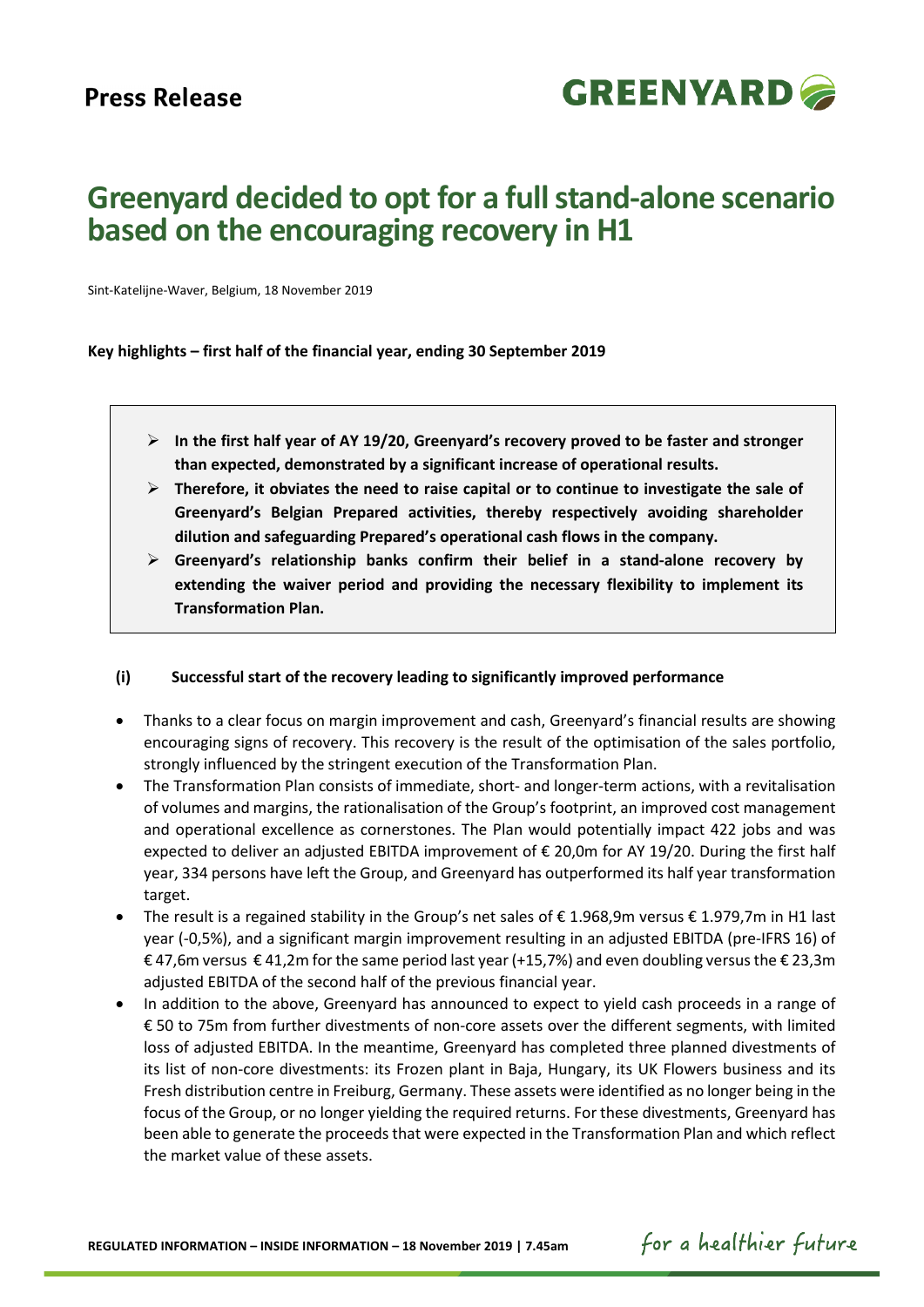# Press Release

# Greenyard decided to opt for a full stand-alone scenario based on the encouraging recovery in H1

Sint-Katelijne-Waver, Belgium, 18 November 2019

**Key highlights – first half of the financial year, ending 30 September 2019**

> - **In the first half year of AY 19/20, Greenyard's recovery proved to be faster and stronger than expected, demonstrated by a significant increase of operational results.**
> - **Therefore, it obviates the need to raise capital or to continue to investigate the sale of Greenyard's Belgian Prepared activities, thereby respectively avoiding shareholder dilution and safeguarding Prepared's operational cash flows in the company.**
> - **Greenyard's relationship banks confirm their belief in a stand-alone recovery by extending the waiver period and providing the necessary flexibility to implement its Transformation Plan.**

## (i) Successful start of the recovery leading to significantly improved performance

- Thanks to a clear focus on margin improvement and cash, Greenyard's financial results are showing encouraging signs of recovery. This recovery is the result of the optimisation of the sales portfolio, strongly influenced by the stringent execution of the Transformation Plan.
- The Transformation Plan consists of immediate, short- and longer-term actions, with a revitalisation of volumes and margins, the rationalisation of the Group's footprint, an improved cost management and operational excellence as cornerstones. The Plan would potentially impact 422 jobs and was expected to deliver an adjusted EBITDA improvement of € 20,0m for AY 19/20. During the first half year, 334 persons have left the Group, and Greenyard has outperformed its half year transformation target.
- The result is a regained stability in the Group's net sales of € 1.968,9m versus € 1.979,7m in H1 last year (-0,5%), and a significant margin improvement resulting in an adjusted EBITDA (pre-IFRS 16) of € 47,6m versus € 41,2m for the same period last year (+15,7%) and even doubling versus the € 23,3m adjusted EBITDA of the second half of the previous financial year.
- In addition to the above, Greenyard has announced to expect to yield cash proceeds in a range of € 50 to 75m from further divestments of non-core assets over the different segments, with limited loss of adjusted EBITDA. In the meantime, Greenyard has completed three planned divestments of its list of non-core divestments: its Frozen plant in Baja, Hungary, its UK Flowers business and its Fresh distribution centre in Freiburg, Germany. These assets were identified as no longer being in the focus of the Group, or no longer yielding the required returns. For these divestments, Greenyard has been able to generate the proceeds that were expected in the Transformation Plan and which reflect the market value of these assets.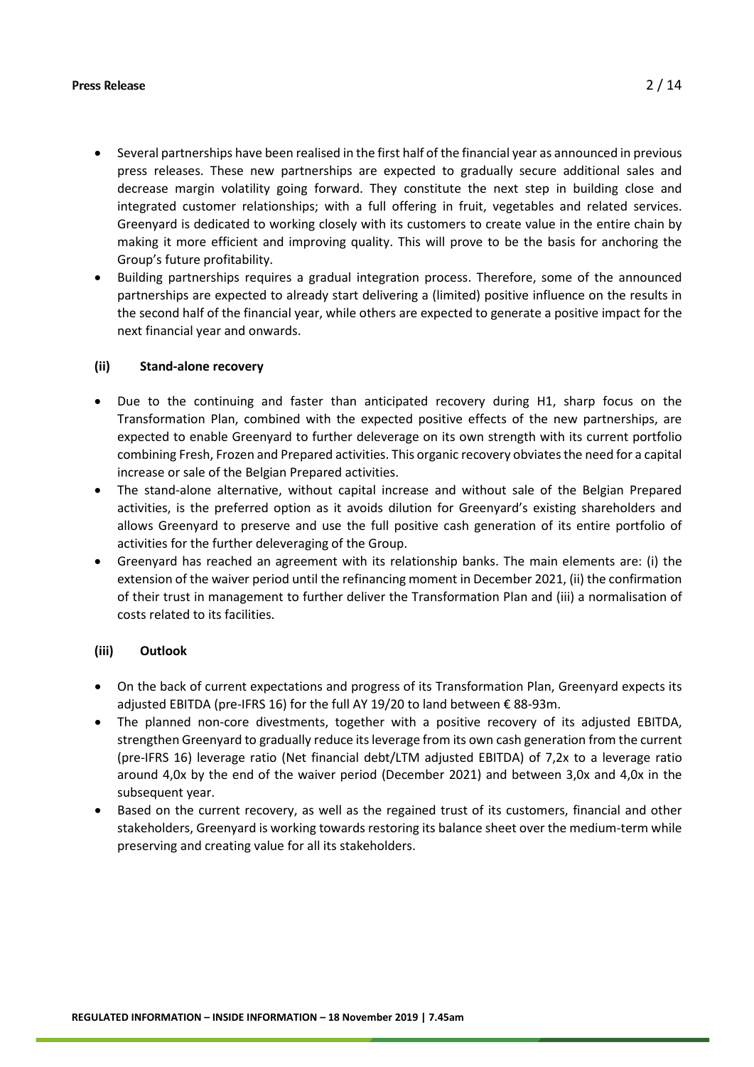- Several partnerships have been realised in the first half of the financial year as announced in previous press releases. These new partnerships are expected to gradually secure additional sales and decrease margin volatility going forward. They constitute the next step in building close and integrated customer relationships; with a full offering in fruit, vegetables and related services. Greenyard is dedicated to working closely with its customers to create value in the entire chain by making it more efficient and improving quality. This will prove to be the basis for anchoring the Group's future profitability.
- Building partnerships requires a gradual integration process. Therefore, some of the announced partnerships are expected to already start delivering a (limited) positive influence on the results in the second half of the financial year, while others are expected to generate a positive impact for the next financial year and onwards.

### (ii) Stand-alone recovery

- Due to the continuing and faster than anticipated recovery during H1, sharp focus on the Transformation Plan, combined with the expected positive effects of the new partnerships, are expected to enable Greenyard to further deleverage on its own strength with its current portfolio combining Fresh, Frozen and Prepared activities. This organic recovery obviates the need for a capital increase or sale of the Belgian Prepared activities.
- The stand-alone alternative, without capital increase and without sale of the Belgian Prepared activities, is the preferred option as it avoids dilution for Greenyard's existing shareholders and allows Greenyard to preserve and use the full positive cash generation of its entire portfolio of activities for the further deleveraging of the Group.
- Greenyard has reached an agreement with its relationship banks. The main elements are: (i) the extension of the waiver period until the refinancing moment in December 2021, (ii) the confirmation of their trust in management to further deliver the Transformation Plan and (iii) a normalisation of costs related to its facilities.

### (iii) Outlook

- On the back of current expectations and progress of its Transformation Plan, Greenyard expects its adjusted EBITDA (pre-IFRS 16) for the full AY 19/20 to land between € 88-93m.
- The planned non-core divestments, together with a positive recovery of its adjusted EBITDA, strengthen Greenyard to gradually reduce its leverage from its own cash generation from the current (pre-IFRS 16) leverage ratio (Net financial debt/LTM adjusted EBITDA) of 7,2x to a leverage ratio around 4,0x by the end of the waiver period (December 2021) and between 3,0x and 4,0x in the subsequent year.
- Based on the current recovery, as well as the regained trust of its customers, financial and other stakeholders, Greenyard is working towards restoring its balance sheet over the medium-term while preserving and creating value for all its stakeholders.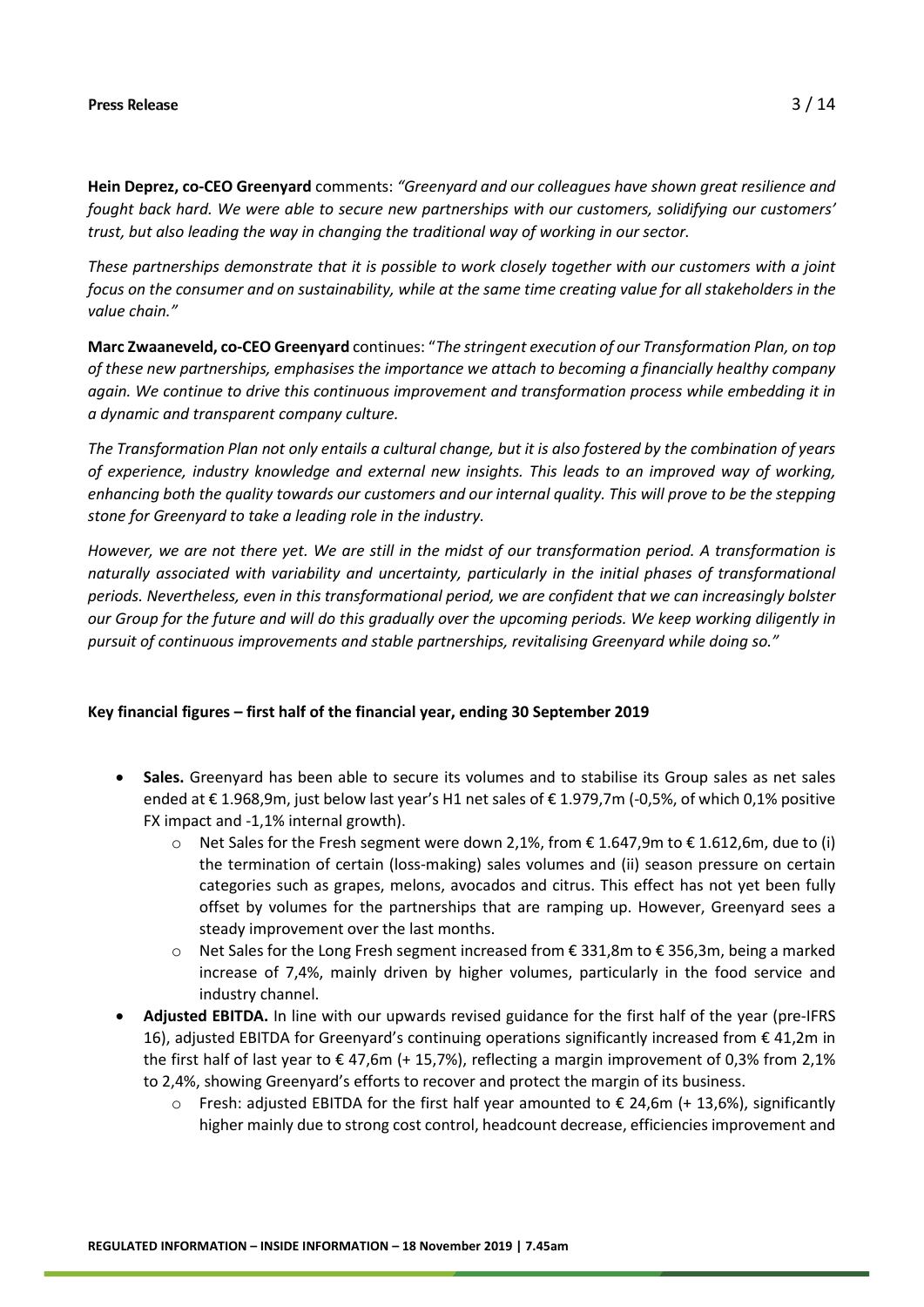**Hein Deprez, co-CEO Greenyard** comments: *"Greenyard and our colleagues have shown great resilience and fought back hard. We were able to secure new partnerships with our customers, solidifying our customers' trust, but also leading the way in changing the traditional way of working in our sector.*

*These partnerships demonstrate that it is possible to work closely together with our customers with a joint focus on the consumer and on sustainability, while at the same time creating value for all stakeholders in the value chain."*

**Marc Zwaaneveld, co-CEO Greenyard** continues: "*The stringent execution of our Transformation Plan, on top of these new partnerships, emphasises the importance we attach to becoming a financially healthy company again. We continue to drive this continuous improvement and transformation process while embedding it in a dynamic and transparent company culture.*

*The Transformation Plan not only entails a cultural change, but it is also fostered by the combination of years of experience, industry knowledge and external new insights. This leads to an improved way of working, enhancing both the quality towards our customers and our internal quality. This will prove to be the stepping stone for Greenyard to take a leading role in the industry.*

*However, we are not there yet. We are still in the midst of our transformation period. A transformation is naturally associated with variability and uncertainty, particularly in the initial phases of transformational periods. Nevertheless, even in this transformational period, we are confident that we can increasingly bolster our Group for the future and will do this gradually over the upcoming periods. We keep working diligently in pursuit of continuous improvements and stable partnerships, revitalising Greenyard while doing so."*

**Key financial figures – first half of the financial year, ending 30 September 2019**

- **Sales.** Greenyard has been able to secure its volumes and to stabilise its Group sales as net sales ended at € 1.968,9m, just below last year's H1 net sales of € 1.979,7m (-0,5%, of which 0,1% positive FX impact and -1,1% internal growth).
  - Net Sales for the Fresh segment were down 2,1%, from € 1.647,9m to € 1.612,6m, due to (i) the termination of certain (loss-making) sales volumes and (ii) season pressure on certain categories such as grapes, melons, avocados and citrus. This effect has not yet been fully offset by volumes for the partnerships that are ramping up. However, Greenyard sees a steady improvement over the last months.
  - Net Sales for the Long Fresh segment increased from € 331,8m to € 356,3m, being a marked increase of 7,4%, mainly driven by higher volumes, particularly in the food service and industry channel.
- **Adjusted EBITDA.** In line with our upwards revised guidance for the first half of the year (pre-IFRS 16), adjusted EBITDA for Greenyard's continuing operations significantly increased from € 41,2m in the first half of last year to € 47,6m (+ 15,7%), reflecting a margin improvement of 0,3% from 2,1% to 2,4%, showing Greenyard's efforts to recover and protect the margin of its business.
  - Fresh: adjusted EBITDA for the first half year amounted to € 24,6m (+ 13,6%), significantly higher mainly due to strong cost control, headcount decrease, efficiencies improvement and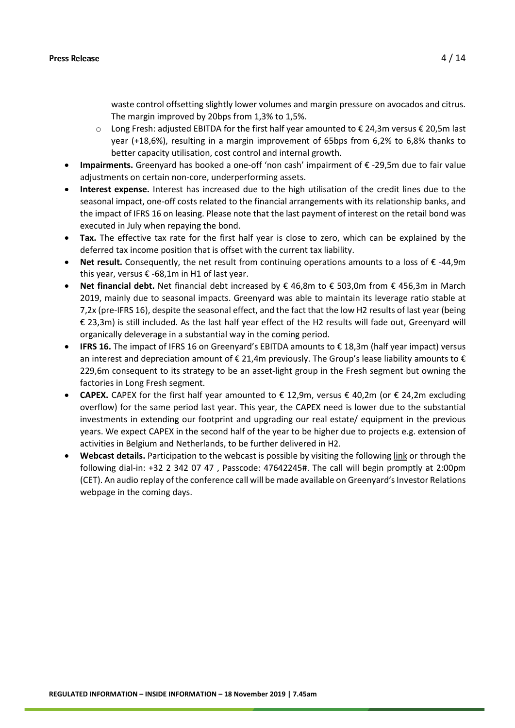waste control offsetting slightly lower volumes and margin pressure on avocados and citrus. The margin improved by 20bps from 1,3% to 1,5%.
  - Long Fresh: adjusted EBITDA for the first half year amounted to € 24,3m versus € 20,5m last year (+18,6%), resulting in a margin improvement of 65bps from 6,2% to 6,8% thanks to better capacity utilisation, cost control and internal growth.
- **Impairments.** Greenyard has booked a one-off 'non cash' impairment of € -29,5m due to fair value adjustments on certain non-core, underperforming assets.
- **Interest expense.** Interest has increased due to the high utilisation of the credit lines due to the seasonal impact, one-off costs related to the financial arrangements with its relationship banks, and the impact of IFRS 16 on leasing. Please note that the last payment of interest on the retail bond was executed in July when repaying the bond.
- **Tax.** The effective tax rate for the first half year is close to zero, which can be explained by the deferred tax income position that is offset with the current tax liability.
- **Net result.** Consequently, the net result from continuing operations amounts to a loss of € -44,9m this year, versus € -68,1m in H1 of last year.
- **Net financial debt.** Net financial debt increased by € 46,8m to € 503,0m from € 456,3m in March 2019, mainly due to seasonal impacts. Greenyard was able to maintain its leverage ratio stable at 7,2x (pre-IFRS 16), despite the seasonal effect, and the fact that the low H2 results of last year (being € 23,3m) is still included. As the last half year effect of the H2 results will fade out, Greenyard will organically deleverage in a substantial way in the coming period.
- **IFRS 16.** The impact of IFRS 16 on Greenyard's EBITDA amounts to € 18,3m (half year impact) versus an interest and depreciation amount of € 21,4m previously. The Group's lease liability amounts to € 229,6m consequent to its strategy to be an asset-light group in the Fresh segment but owning the factories in Long Fresh segment.
- **CAPEX.** CAPEX for the first half year amounted to € 12,9m, versus € 40,2m (or € 24,2m excluding overflow) for the same period last year. This year, the CAPEX need is lower due to the substantial investments in extending our footprint and upgrading our real estate/ equipment in the previous years. We expect CAPEX in the second half of the year to be higher due to projects e.g. extension of activities in Belgium and Netherlands, to be further delivered in H2.
- **Webcast details.** Participation to the webcast is possible by visiting the following link or through the following dial-in: +32 2 342 07 47 , Passcode: 47642245#. The call will begin promptly at 2:00pm (CET). An audio replay of the conference call will be made available on Greenyard's Investor Relations webpage in the coming days.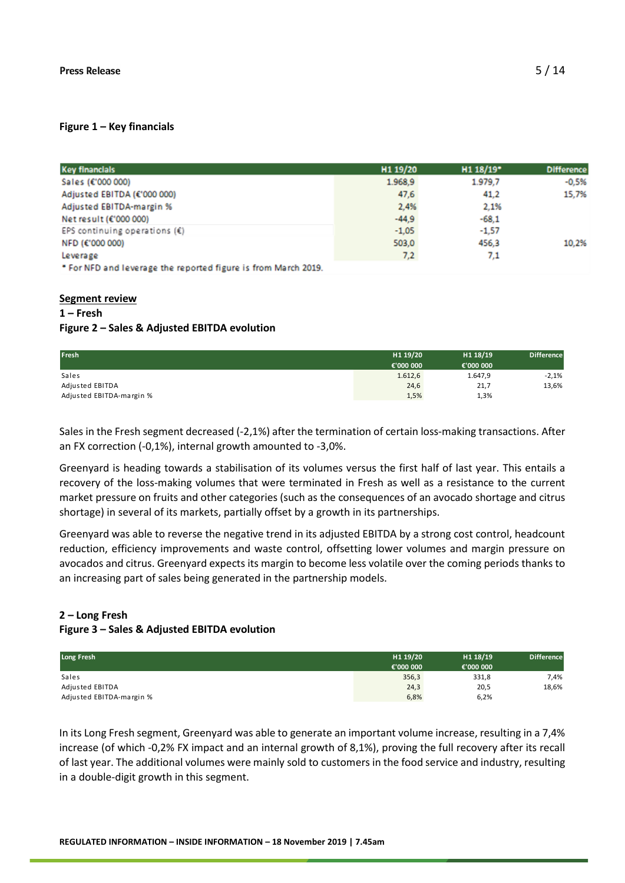**Figure 1 – Key financials**

| Key financials | H1 19/20 | H1 18/19* | Difference |
|---|---|---|---|
| Sales (€'000 000) | 1.968,9 | 1.979,7 | -0,5% |
| Adjusted EBITDA (€'000 000) | 47,6 | 41,2 | 15,7% |
| Adjusted EBITDA-margin % | 2,4% | 2,1% | |
| Net result (€'000 000) | -44,9 | -68,1 | |
| EPS continuing operations (€) | -1,05 | -1,57 | |
| NFD (€'000 000) | 503,0 | 456,3 | 10,2% |
| Leverage | 7,2 | 7,1 | |

\* For NFD and leverage the reported figure is from March 2019.

**Segment review**

**1 – Fresh**

**Figure 2 – Sales & Adjusted EBITDA evolution**

| Fresh | H1 19/20 €'000 000 | H1 18/19 €'000 000 | Difference |
|---|---|---|---|
| Sales | 1.612,6 | 1.647,9 | -2,1% |
| Adjusted EBITDA | 24,6 | 21,7 | 13,6% |
| Adjusted EBITDA-margin % | 1,5% | 1,3% | |

Sales in the Fresh segment decreased (-2,1%) after the termination of certain loss-making transactions. After an FX correction (-0,1%), internal growth amounted to -3,0%.

Greenyard is heading towards a stabilisation of its volumes versus the first half of last year. This entails a recovery of the loss-making volumes that were terminated in Fresh as well as a resistance to the current market pressure on fruits and other categories (such as the consequences of an avocado shortage and citrus shortage) in several of its markets, partially offset by a growth in its partnerships.

Greenyard was able to reverse the negative trend in its adjusted EBITDA by a strong cost control, headcount reduction, efficiency improvements and waste control, offsetting lower volumes and margin pressure on avocados and citrus. Greenyard expects its margin to become less volatile over the coming periods thanks to an increasing part of sales being generated in the partnership models.

**2 – Long Fresh**

**Figure 3 – Sales & Adjusted EBITDA evolution**

| Long Fresh | H1 19/20 €'000 000 | H1 18/19 €'000 000 | Difference |
|---|---|---|---|
| Sales | 356,3 | 331,8 | 7,4% |
| Adjusted EBITDA | 24,3 | 20,5 | 18,6% |
| Adjusted EBITDA-margin % | 6,8% | 6,2% | |

In its Long Fresh segment, Greenyard was able to generate an important volume increase, resulting in a 7,4% increase (of which -0,2% FX impact and an internal growth of 8,1%), proving the full recovery after its recall of last year. The additional volumes were mainly sold to customers in the food service and industry, resulting in a double-digit growth in this segment.

**REGULATED INFORMATION – INSIDE INFORMATION – 18 November 2019 | 7.45am**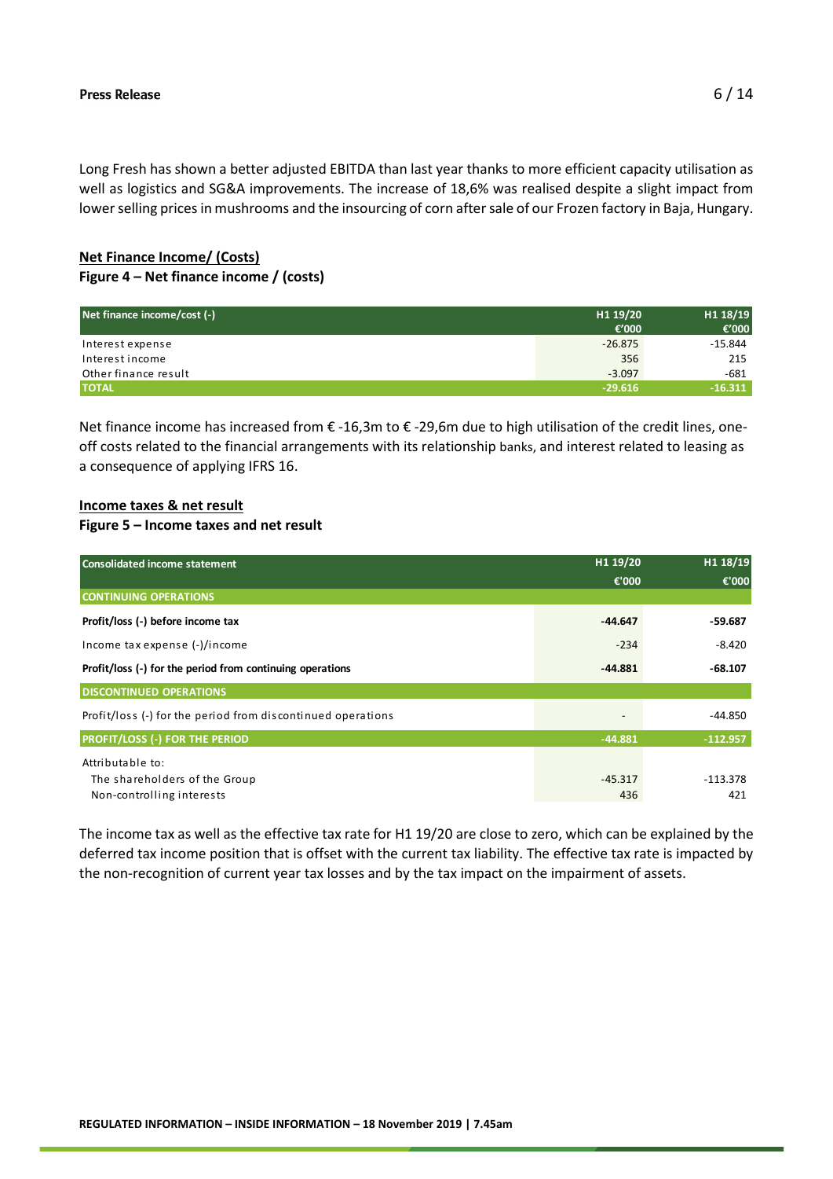Long Fresh has shown a better adjusted EBITDA than last year thanks to more efficient capacity utilisation as well as logistics and SG&A improvements. The increase of 18,6% was realised despite a slight impact from lower selling prices in mushrooms and the insourcing of corn after sale of our Frozen factory in Baja, Hungary.

## Net Finance Income/ (Costs)

**Figure 4 – Net finance income / (costs)**

| Net finance income/cost (-) | H1 19/20 €'000 | H1 18/19 €'000 |
|---|---|---|
| Interest expense | -26.875 | -15.844 |
| Interest income | 356 | 215 |
| Other finance result | -3.097 | -681 |
| **TOTAL** | **-29.616** | **-16.311** |

Net finance income has increased from € -16,3m to € -29,6m due to high utilisation of the credit lines, one-off costs related to the financial arrangements with its relationship banks, and interest related to leasing as a consequence of applying IFRS 16.

## Income taxes & net result

**Figure 5 – Income taxes and net result**

| Consolidated income statement | H1 19/20 €'000 | H1 18/19 €'000 |
|---|---|---|
| **CONTINUING OPERATIONS** | | |
| **Profit/loss (-) before income tax** | **-44.647** | **-59.687** |
| Income tax expense (-)/income | -234 | -8.420 |
| **Profit/loss (-) for the period from continuing operations** | **-44.881** | **-68.107** |
| **DISCONTINUED OPERATIONS** | | |
| Profit/loss (-) for the period from discontinued operations | - | -44.850 |
| **PROFIT/LOSS (-) FOR THE PERIOD** | **-44.881** | **-112.957** |
| Attributable to: | | |
| The shareholders of the Group | -45.317 | -113.378 |
| Non-controlling interests | 436 | 421 |

The income tax as well as the effective tax rate for H1 19/20 are close to zero, which can be explained by the deferred tax income position that is offset with the current tax liability. The effective tax rate is impacted by the non-recognition of current year tax losses and by the tax impact on the impairment of assets.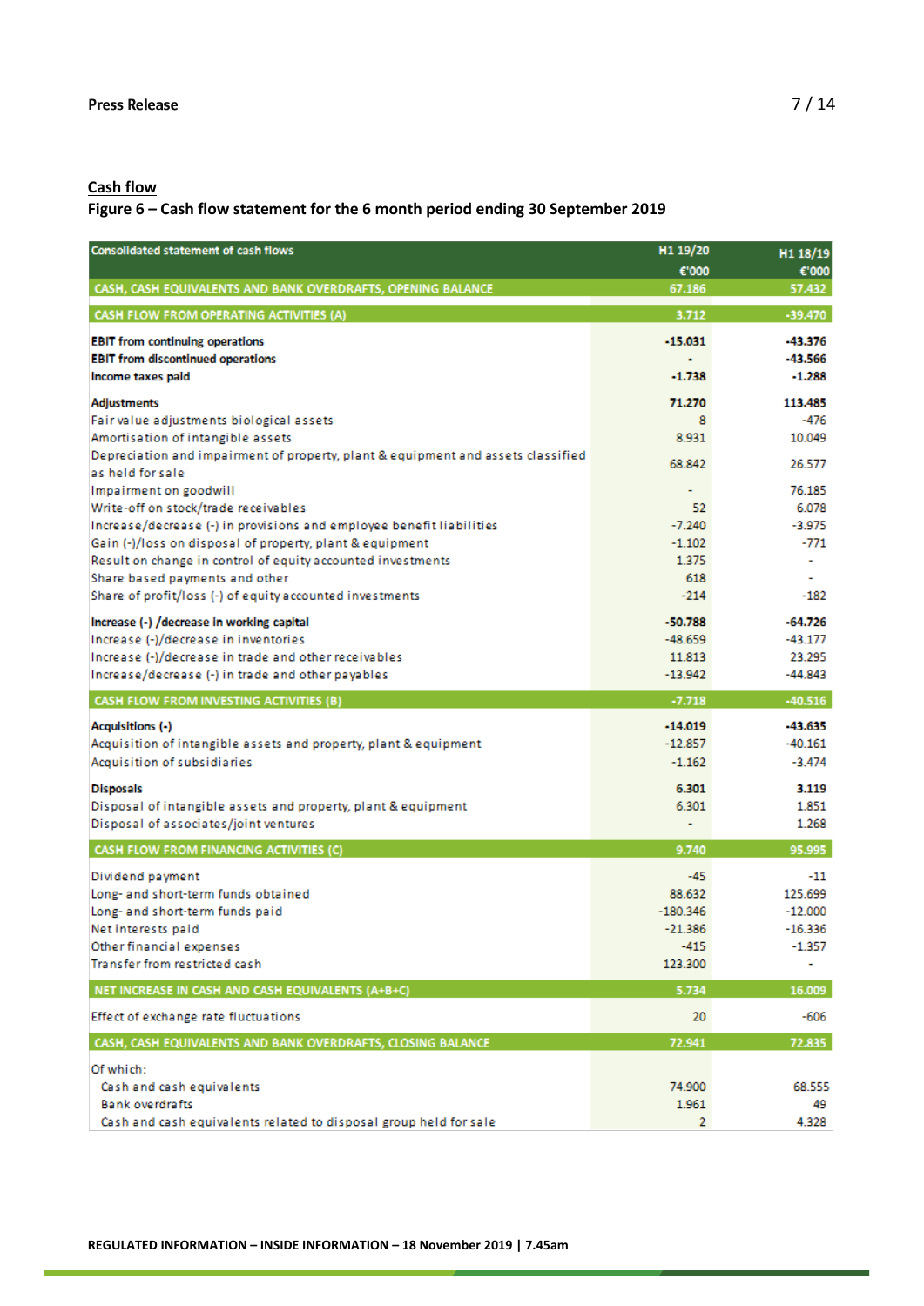## Cash flow

**Figure 6 – Cash flow statement for the 6 month period ending 30 September 2019**

| Consolidated statement of cash flows | H1 19/20 €'000 | H1 18/19 €'000 |
|---|---|---|
| CASH, CASH EQUIVALENTS AND BANK OVERDRAFTS, OPENING BALANCE | 67.186 | 57.432 |
| CASH FLOW FROM OPERATING ACTIVITIES (A) | 3.712 | -39.470 |
| **EBIT from continuing operations** | **-15.031** | **-43.376** |
| **EBIT from discontinued operations** | **-** | **-43.566** |
| **Income taxes paid** | **-1.738** | **-1.288** |
| **Adjustments** | **71.270** | **113.485** |
| Fair value adjustments biological assets | 8 | -476 |
| Amortisation of intangible assets | 8.931 | 10.049 |
| Depreciation and impairment of property, plant & equipment and assets classified as held for sale | 68.842 | 26.577 |
| Impairment on goodwill | - | 76.185 |
| Write-off on stock/trade receivables | 52 | 6.078 |
| Increase/decrease (-) in provisions and employee benefit liabilities | -7.240 | -3.975 |
| Gain (-)/loss on disposal of property, plant & equipment | -1.102 | -771 |
| Result on change in control of equity accounted investments | 1.375 | - |
| Share based payments and other | 618 | - |
| Share of profit/loss (-) of equity accounted investments | -214 | -182 |
| **Increase (-) /decrease in working capital** | **-50.788** | **-64.726** |
| Increase (-)/decrease in inventories | -48.659 | -43.177 |
| Increase (-)/decrease in trade and other receivables | 11.813 | 23.295 |
| Increase/decrease (-) in trade and other payables | -13.942 | -44.843 |
| CASH FLOW FROM INVESTING ACTIVITIES (B) | -7.718 | -40.516 |
| **Acquisitions (-)** | **-14.019** | **-43.635** |
| Acquisition of intangible assets and property, plant & equipment | -12.857 | -40.161 |
| Acquisition of subsidiaries | -1.162 | -3.474 |
| **Disposals** | **6.301** | **3.119** |
| Disposal of intangible assets and property, plant & equipment | 6.301 | 1.851 |
| Disposal of associates/joint ventures | - | 1.268 |
| CASH FLOW FROM FINANCING ACTIVITIES (C) | 9.740 | 95.995 |
| Dividend payment | -45 | -11 |
| Long- and short-term funds obtained | 88.632 | 125.699 |
| Long- and short-term funds paid | -180.346 | -12.000 |
| Net interests paid | -21.386 | -16.336 |
| Other financial expenses | -415 | -1.357 |
| Transfer from restricted cash | 123.300 | - |
| NET INCREASE IN CASH AND CASH EQUIVALENTS (A+B+C) | 5.734 | 16.009 |
| Effect of exchange rate fluctuations | 20 | -606 |
| CASH, CASH EQUIVALENTS AND BANK OVERDRAFTS, CLOSING BALANCE | 72.941 | 72.835 |
| Of which: | | |
| Cash and cash equivalents | 74.900 | 68.555 |
| Bank overdrafts | 1.961 | 49 |
| Cash and cash equivalents related to disposal group held for sale | 2 | 4.328 |

REGULATED INFORMATION – INSIDE INFORMATION – 18 November 2019 | 7.45am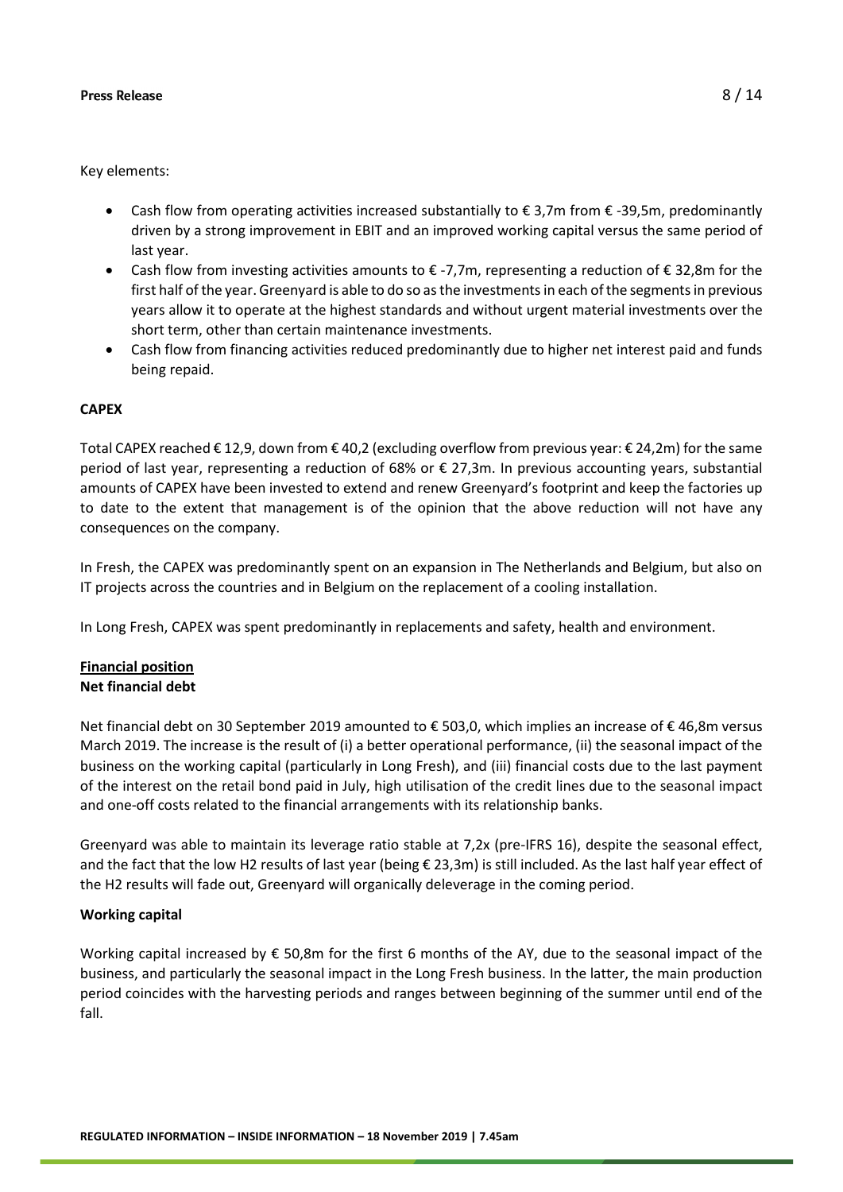Key elements:

- Cash flow from operating activities increased substantially to € 3,7m from € -39,5m, predominantly driven by a strong improvement in EBIT and an improved working capital versus the same period of last year.
- Cash flow from investing activities amounts to € -7,7m, representing a reduction of € 32,8m for the first half of the year. Greenyard is able to do so as the investments in each of the segments in previous years allow it to operate at the highest standards and without urgent material investments over the short term, other than certain maintenance investments.
- Cash flow from financing activities reduced predominantly due to higher net interest paid and funds being repaid.

**CAPEX**

Total CAPEX reached € 12,9, down from € 40,2 (excluding overflow from previous year: € 24,2m) for the same period of last year, representing a reduction of 68% or € 27,3m. In previous accounting years, substantial amounts of CAPEX have been invested to extend and renew Greenyard's footprint and keep the factories up to date to the extent that management is of the opinion that the above reduction will not have any consequences on the company.

In Fresh, the CAPEX was predominantly spent on an expansion in The Netherlands and Belgium, but also on IT projects across the countries and in Belgium on the replacement of a cooling installation.

In Long Fresh, CAPEX was spent predominantly in replacements and safety, health and environment.

## Financial position

**Net financial debt**

Net financial debt on 30 September 2019 amounted to € 503,0, which implies an increase of € 46,8m versus March 2019. The increase is the result of (i) a better operational performance, (ii) the seasonal impact of the business on the working capital (particularly in Long Fresh), and (iii) financial costs due to the last payment of the interest on the retail bond paid in July, high utilisation of the credit lines due to the seasonal impact and one-off costs related to the financial arrangements with its relationship banks.

Greenyard was able to maintain its leverage ratio stable at 7,2x (pre-IFRS 16), despite the seasonal effect, and the fact that the low H2 results of last year (being € 23,3m) is still included. As the last half year effect of the H2 results will fade out, Greenyard will organically deleverage in the coming period.

**Working capital**

Working capital increased by € 50,8m for the first 6 months of the AY, due to the seasonal impact of the business, and particularly the seasonal impact in the Long Fresh business. In the latter, the main production period coincides with the harvesting periods and ranges between beginning of the summer until end of the fall.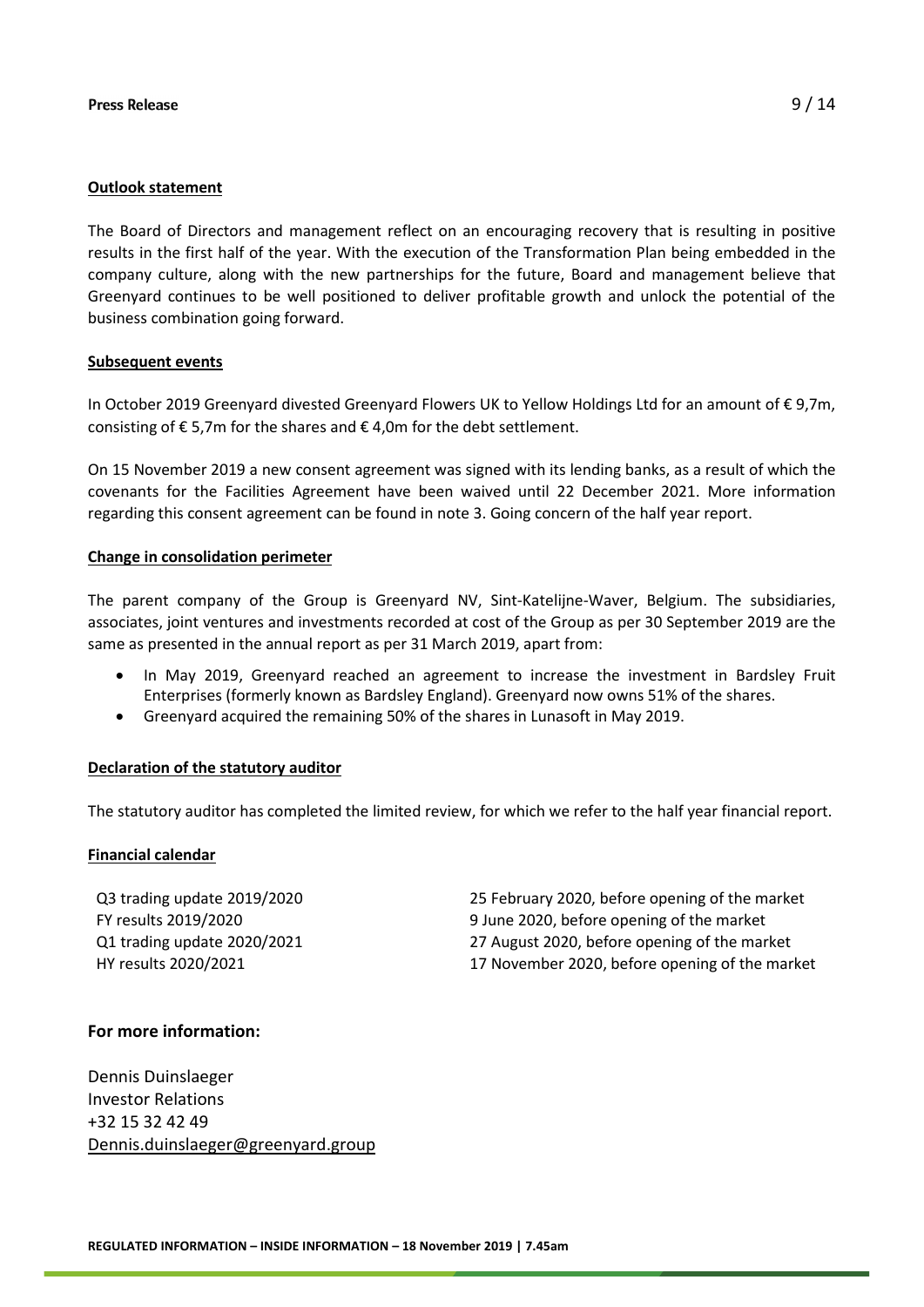**Outlook statement**

The Board of Directors and management reflect on an encouraging recovery that is resulting in positive results in the first half of the year. With the execution of the Transformation Plan being embedded in the company culture, along with the new partnerships for the future, Board and management believe that Greenyard continues to be well positioned to deliver profitable growth and unlock the potential of the business combination going forward.

**Subsequent events**

In October 2019 Greenyard divested Greenyard Flowers UK to Yellow Holdings Ltd for an amount of € 9,7m, consisting of € 5,7m for the shares and € 4,0m for the debt settlement.

On 15 November 2019 a new consent agreement was signed with its lending banks, as a result of which the covenants for the Facilities Agreement have been waived until 22 December 2021. More information regarding this consent agreement can be found in note 3. Going concern of the half year report.

**Change in consolidation perimeter**

The parent company of the Group is Greenyard NV, Sint-Katelijne-Waver, Belgium. The subsidiaries, associates, joint ventures and investments recorded at cost of the Group as per 30 September 2019 are the same as presented in the annual report as per 31 March 2019, apart from:

- In May 2019, Greenyard reached an agreement to increase the investment in Bardsley Fruit Enterprises (formerly known as Bardsley England). Greenyard now owns 51% of the shares.
- Greenyard acquired the remaining 50% of the shares in Lunasoft in May 2019.

**Declaration of the statutory auditor**

The statutory auditor has completed the limited review, for which we refer to the half year financial report.

**Financial calendar**

| | |
|---|---|
| Q3 trading update 2019/2020 | 25 February 2020, before opening of the market |
| FY results 2019/2020 | 9 June 2020, before opening of the market |
| Q1 trading update 2020/2021 | 27 August 2020, before opening of the market |
| HY results 2020/2021 | 17 November 2020, before opening of the market |

**For more information:**

Dennis Duinslaeger
Investor Relations
+32 15 32 42 49
Dennis.duinslaeger@greenyard.group

**REGULATED INFORMATION – INSIDE INFORMATION – 18 November 2019 | 7.45am**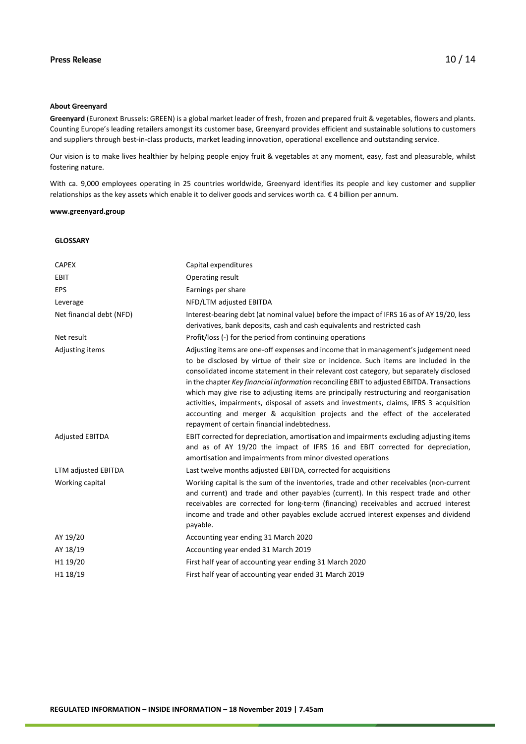**About Greenyard**

**Greenyard** (Euronext Brussels: GREEN) is a global market leader of fresh, frozen and prepared fruit & vegetables, flowers and plants. Counting Europe's leading retailers amongst its customer base, Greenyard provides efficient and sustainable solutions to customers and suppliers through best-in-class products, market leading innovation, operational excellence and outstanding service.

Our vision is to make lives healthier by helping people enjoy fruit & vegetables at any moment, easy, fast and pleasurable, whilst fostering nature.

With ca. 9,000 employees operating in 25 countries worldwide, Greenyard identifies its people and key customer and supplier relationships as the key assets which enable it to deliver goods and services worth ca. € 4 billion per annum.

**www.greenyard.group**

**GLOSSARY**

| | |
|---|---|
| CAPEX | Capital expenditures |
| EBIT | Operating result |
| EPS | Earnings per share |
| Leverage | NFD/LTM adjusted EBITDA |
| Net financial debt (NFD) | Interest-bearing debt (at nominal value) before the impact of IFRS 16 as of AY 19/20, less derivatives, bank deposits, cash and cash equivalents and restricted cash |
| Net result | Profit/loss (-) for the period from continuing operations |
| Adjusting items | Adjusting items are one-off expenses and income that in management's judgement need to be disclosed by virtue of their size or incidence. Such items are included in the consolidated income statement in their relevant cost category, but separately disclosed in the chapter *Key financial information* reconciling EBIT to adjusted EBITDA. Transactions which may give rise to adjusting items are principally restructuring and reorganisation activities, impairments, disposal of assets and investments, claims, IFRS 3 acquisition accounting and merger & acquisition projects and the effect of the accelerated repayment of certain financial indebtedness. |
| Adjusted EBITDA | EBIT corrected for depreciation, amortisation and impairments excluding adjusting items and as of AY 19/20 the impact of IFRS 16 and EBIT corrected for depreciation, amortisation and impairments from minor divested operations |
| LTM adjusted EBITDA | Last twelve months adjusted EBITDA, corrected for acquisitions |
| Working capital | Working capital is the sum of the inventories, trade and other receivables (non-current and current) and trade and other payables (current). In this respect trade and other receivables are corrected for long-term (financing) receivables and accrued interest income and trade and other payables exclude accrued interest expenses and dividend payable. |
| AY 19/20 | Accounting year ending 31 March 2020 |
| AY 18/19 | Accounting year ended 31 March 2019 |
| H1 19/20 | First half year of accounting year ending 31 March 2020 |
| H1 18/19 | First half year of accounting year ended 31 March 2019 |

**REGULATED INFORMATION – INSIDE INFORMATION – 18 November 2019 | 7.45am**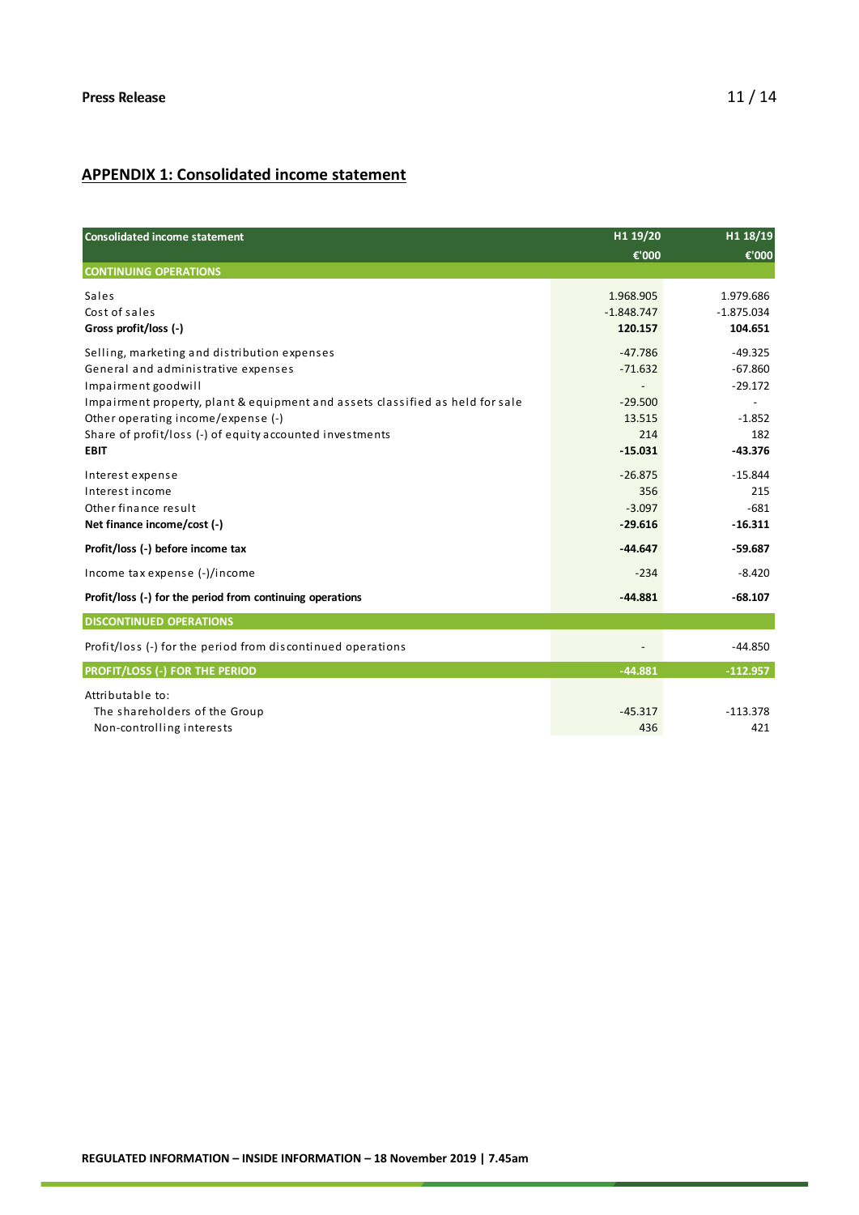## APPENDIX 1: Consolidated income statement

| Consolidated income statement | H1 19/20 €'000 | H1 18/19 €'000 |
|---|---|---|
| **CONTINUING OPERATIONS** | | |
| Sales | 1.968.905 | 1.979.686 |
| Cost of sales | -1.848.747 | -1.875.034 |
| **Gross profit/loss (-)** | **120.157** | **104.651** |
| Selling, marketing and distribution expenses | -47.786 | -49.325 |
| General and administrative expenses | -71.632 | -67.860 |
| Impairment goodwill | - | -29.172 |
| Impairment property, plant & equipment and assets classified as held for sale | -29.500 | - |
| Other operating income/expense (-) | 13.515 | -1.852 |
| Share of profit/loss (-) of equity accounted investments | 214 | 182 |
| **EBIT** | **-15.031** | **-43.376** |
| Interest expense | -26.875 | -15.844 |
| Interest income | 356 | 215 |
| Other finance result | -3.097 | -681 |
| **Net finance income/cost (-)** | **-29.616** | **-16.311** |
| **Profit/loss (-) before income tax** | **-44.647** | **-59.687** |
| Income tax expense (-)/income | -234 | -8.420 |
| **Profit/loss (-) for the period from continuing operations** | **-44.881** | **-68.107** |
| **DISCONTINUED OPERATIONS** | | |
| Profit/loss (-) for the period from discontinued operations | - | -44.850 |
| **PROFIT/LOSS (-) FOR THE PERIOD** | **-44.881** | **-112.957** |
| Attributable to: | | |
| The shareholders of the Group | -45.317 | -113.378 |
| Non-controlling interests | 436 | 421 |

REGULATED INFORMATION – INSIDE INFORMATION – 18 November 2019 | 7.45am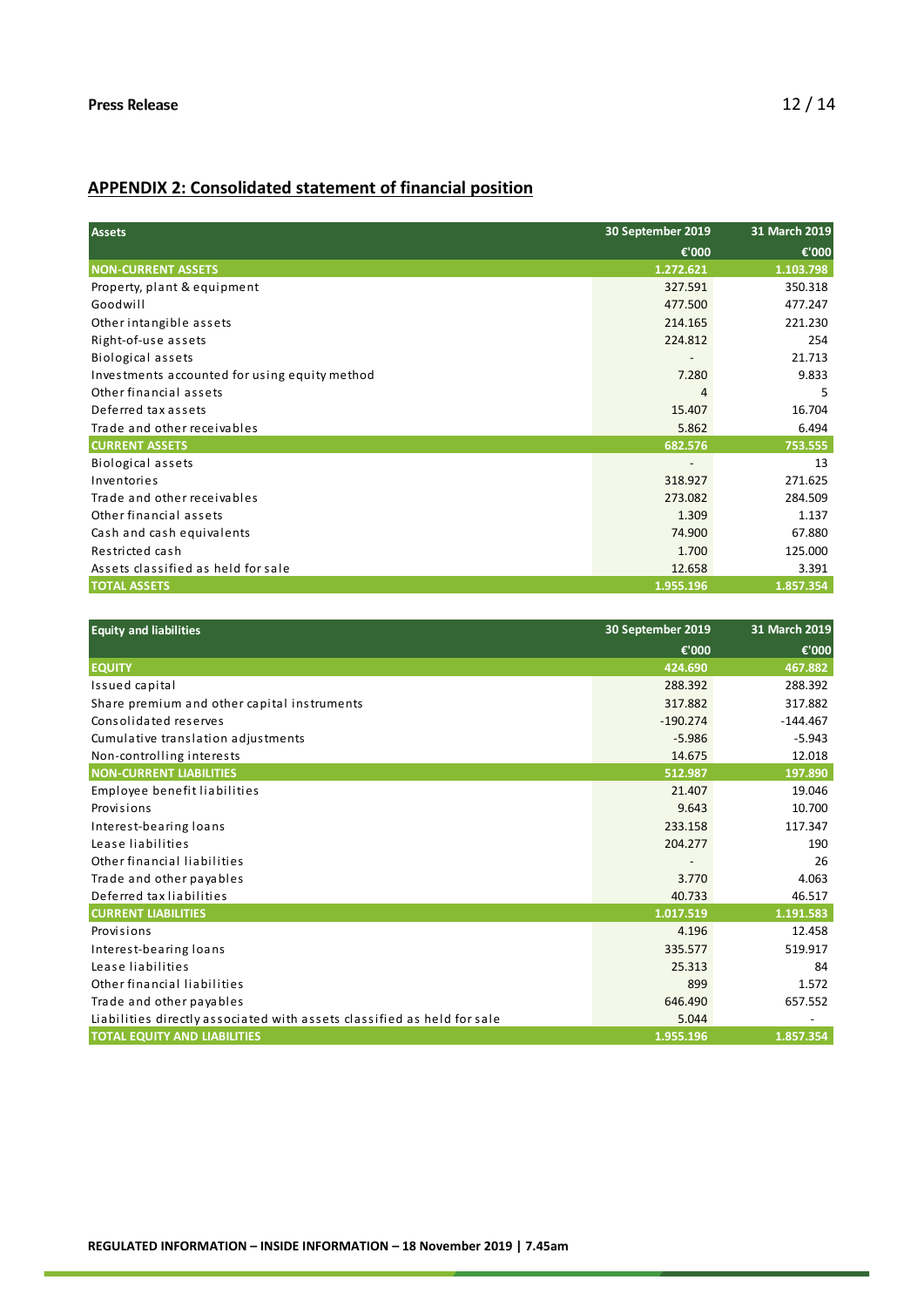## APPENDIX 2: Consolidated statement of financial position

| Assets | 30 September 2019 | 31 March 2019 |
|---|---|---|
| | €'000 | €'000 |
| **NON-CURRENT ASSETS** | **1.272.621** | **1.103.798** |
| Property, plant & equipment | 327.591 | 350.318 |
| Goodwill | 477.500 | 477.247 |
| Other intangible assets | 214.165 | 221.230 |
| Right-of-use assets | 224.812 | 254 |
| Biological assets | - | 21.713 |
| Investments accounted for using equity method | 7.280 | 9.833 |
| Other financial assets | 4 | 5 |
| Deferred tax assets | 15.407 | 16.704 |
| Trade and other receivables | 5.862 | 6.494 |
| **CURRENT ASSETS** | **682.576** | **753.555** |
| Biological assets | - | 13 |
| Inventories | 318.927 | 271.625 |
| Trade and other receivables | 273.082 | 284.509 |
| Other financial assets | 1.309 | 1.137 |
| Cash and cash equivalents | 74.900 | 67.880 |
| Restricted cash | 1.700 | 125.000 |
| Assets classified as held for sale | 12.658 | 3.391 |
| **TOTAL ASSETS** | **1.955.196** | **1.857.354** |

| Equity and liabilities | 30 September 2019 | 31 March 2019 |
|---|---|---|
| | €'000 | €'000 |
| **EQUITY** | **424.690** | **467.882** |
| Issued capital | 288.392 | 288.392 |
| Share premium and other capital instruments | 317.882 | 317.882 |
| Consolidated reserves | -190.274 | -144.467 |
| Cumulative translation adjustments | -5.986 | -5.943 |
| Non-controlling interests | 14.675 | 12.018 |
| **NON-CURRENT LIABILITIES** | **512.987** | **197.890** |
| Employee benefit liabilities | 21.407 | 19.046 |
| Provisions | 9.643 | 10.700 |
| Interest-bearing loans | 233.158 | 117.347 |
| Lease liabilities | 204.277 | 190 |
| Other financial liabilities | - | 26 |
| Trade and other payables | 3.770 | 4.063 |
| Deferred tax liabilities | 40.733 | 46.517 |
| **CURRENT LIABILITIES** | **1.017.519** | **1.191.583** |
| Provisions | 4.196 | 12.458 |
| Interest-bearing loans | 335.577 | 519.917 |
| Lease liabilities | 25.313 | 84 |
| Other financial liabilities | 899 | 1.572 |
| Trade and other payables | 646.490 | 657.552 |
| Liabilities directly associated with assets classified as held for sale | 5.044 | - |
| **TOTAL EQUITY AND LIABILITIES** | **1.955.196** | **1.857.354** |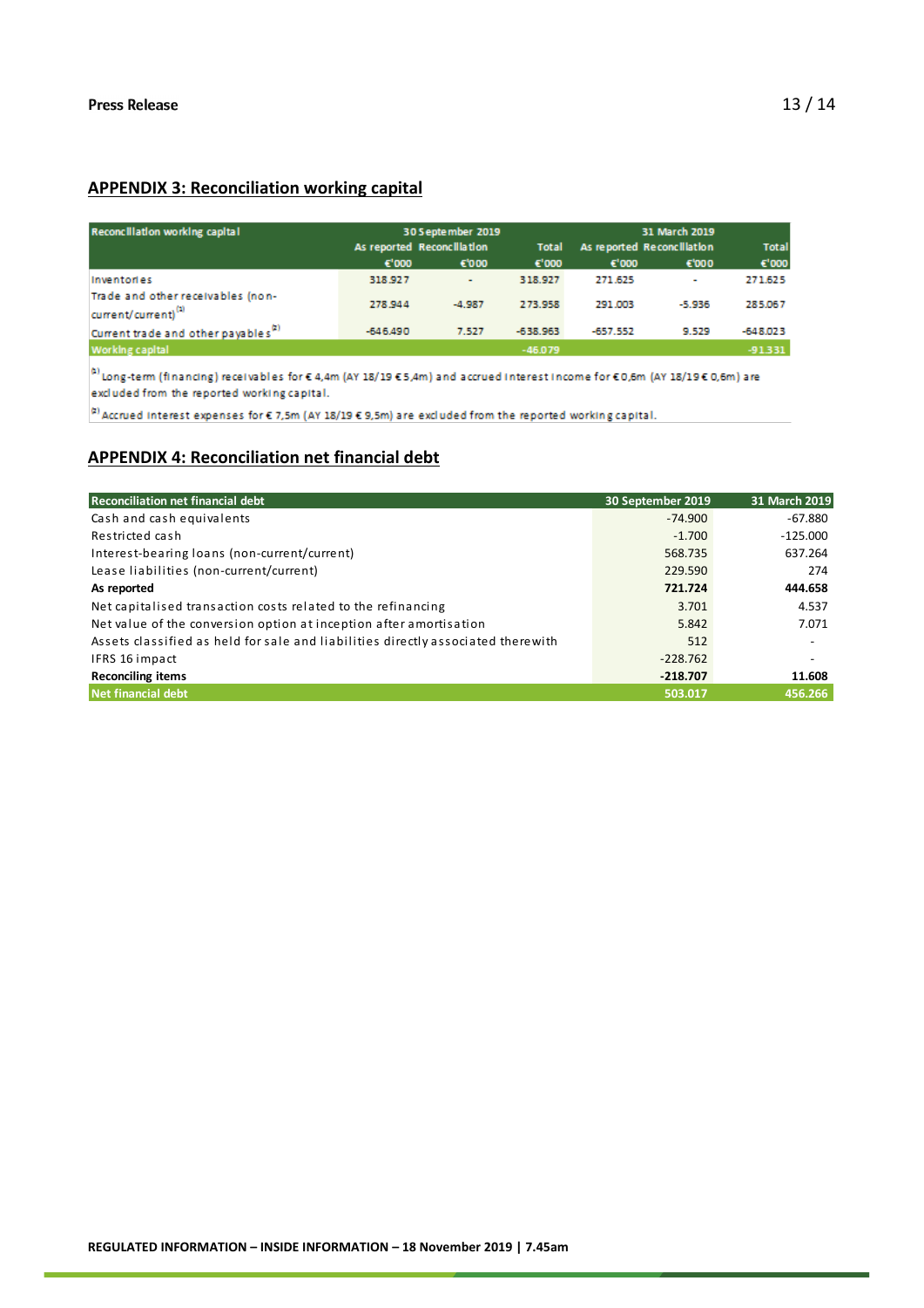## APPENDIX 3: Reconciliation working capital

| Reconciliation working capital | 30 September 2019 | | | 31 March 2019 | | |
|---|---|---|---|---|---|---|
| | As reported | Reconciliation | Total | As reported | Reconciliation | Total |
| | €'000 | €'000 | €'000 | €'000 | €'000 | €'000 |
| Inventories | 318.927 | - | 318.927 | 271.625 | - | 271.625 |
| Trade and other receivables (non-current/current)[1] | 278.944 | -4.987 | 273.958 | 291.003 | -5.936 | 285.067 |
| Current trade and other payables[2] | -646.490 | 7.527 | -638.963 | -657.552 | 9.529 | -648.023 |
| Working capital | | | -46.079 | | | -91.331 |

[1] Long-term (financing) receivables for € 4,4m (AY 18/19 € 5,4m) and accrued interest income for € 0,6m (AY 18/19 € 0,6m) are excluded from the reported working capital.

[2] Accrued interest expenses for € 7,5m (AY 18/19 € 9,5m) are excluded from the reported working capital.

## APPENDIX 4: Reconciliation net financial debt

| Reconciliation net financial debt | 30 September 2019 | 31 March 2019 |
|---|---|---|
| Cash and cash equivalents | -74.900 | -67.880 |
| Restricted cash | -1.700 | -125.000 |
| Interest-bearing loans (non-current/current) | 568.735 | 637.264 |
| Lease liabilities (non-current/current) | 229.590 | 274 |
| **As reported** | **721.724** | **444.658** |
| Net capitalised transaction costs related to the refinancing | 3.701 | 4.537 |
| Net value of the conversion option at inception after amortisation | 5.842 | 7.071 |
| Assets classified as held for sale and liabilities directly associated therewith | 512 | - |
| IFRS 16 impact | -228.762 | - |
| **Reconciling items** | **-218.707** | **11.608** |
| **Net financial debt** | **503.017** | **456.266** |

REGULATED INFORMATION – INSIDE INFORMATION – 18 November 2019 | 7.45am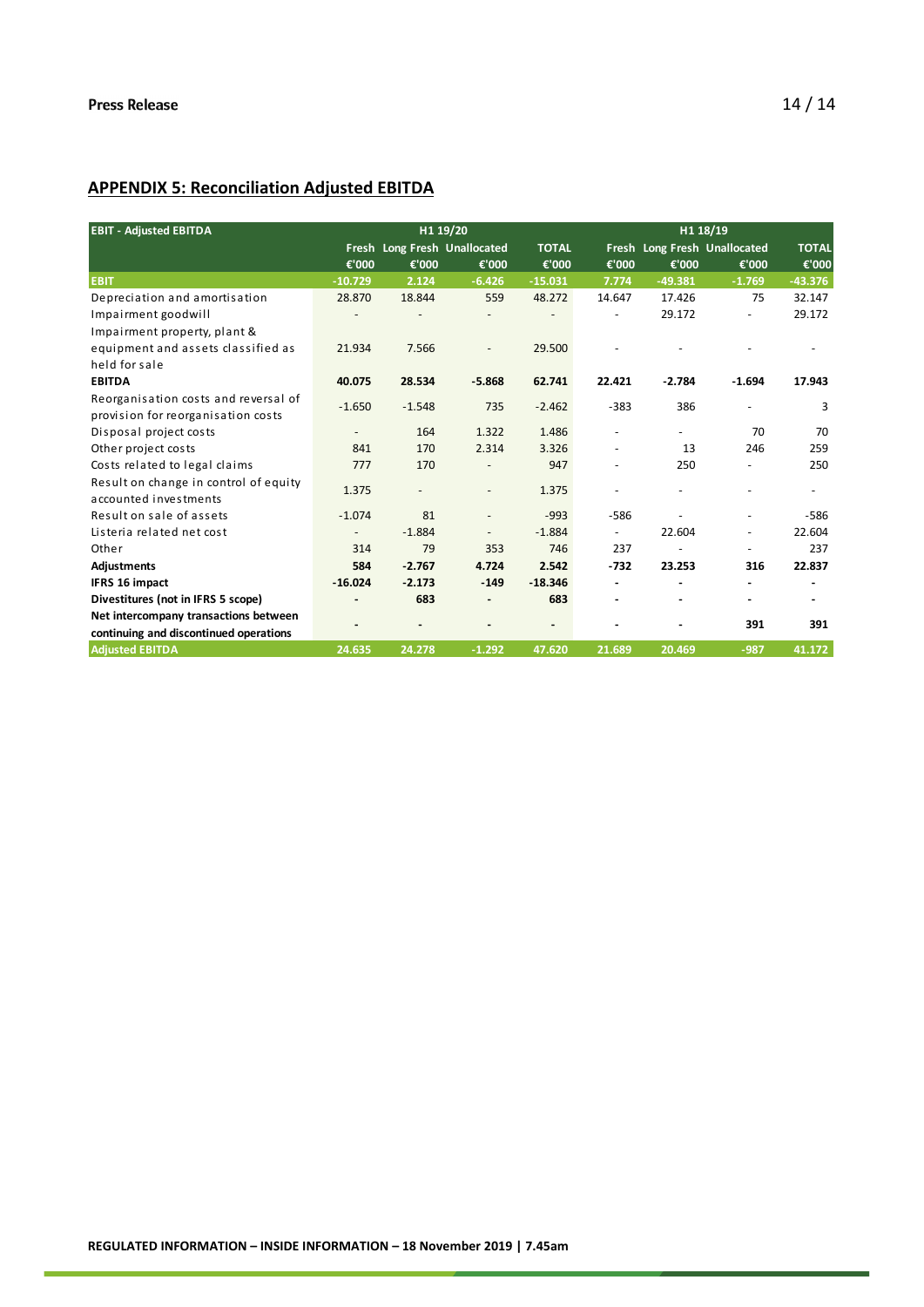## APPENDIX 5: Reconciliation Adjusted EBITDA

| EBIT - Adjusted EBITDA | H1 19/20 | | | | H1 18/19 | | | |
|---|---|---|---|---|---|---|---|---|
| | Fresh | Long Fresh | Unallocated | TOTAL | Fresh | Long Fresh | Unallocated | TOTAL |
| | €'000 | €'000 | €'000 | €'000 | €'000 | €'000 | €'000 | €'000 |
| **EBIT** | **-10.729** | **2.124** | **-6.426** | **-15.031** | **7.774** | **-49.381** | **-1.769** | **-43.376** |
| Depreciation and amortisation | 28.870 | 18.844 | 559 | 48.272 | 14.647 | 17.426 | 75 | 32.147 |
| Impairment goodwill | - | - | - | - | - | 29.172 | - | 29.172 |
| Impairment property, plant & equipment and assets classified as held for sale | 21.934 | 7.566 | - | 29.500 | - | - | - | - |
| **EBITDA** | **40.075** | **28.534** | **-5.868** | **62.741** | **22.421** | **-2.784** | **-1.694** | **17.943** |
| Reorganisation costs and reversal of provision for reorganisation costs | -1.650 | -1.548 | 735 | -2.462 | -383 | 386 | - | 3 |
| Disposal project costs | - | 164 | 1.322 | 1.486 | - | - | 70 | 70 |
| Other project costs | 841 | 170 | 2.314 | 3.326 | - | 13 | 246 | 259 |
| Costs related to legal claims | 777 | 170 | - | 947 | - | 250 | - | 250 |
| Result on change in control of equity accounted investments | 1.375 | - | - | 1.375 | - | - | - | - |
| Result on sale of assets | -1.074 | 81 | - | -993 | -586 | - | - | -586 |
| Listeria related net cost | - | -1.884 | - | -1.884 | - | 22.604 | - | 22.604 |
| Other | 314 | 79 | 353 | 746 | 237 | - | - | 237 |
| **Adjustments** | **584** | **-2.767** | **4.724** | **2.542** | **-732** | **23.253** | **316** | **22.837** |
| **IFRS 16 impact** | **-16.024** | **-2.173** | **-149** | **-18.346** | **-** | **-** | **-** | **-** |
| **Divestitures (not in IFRS 5 scope)** | **-** | **683** | **-** | **683** | **-** | **-** | **-** | **-** |
| **Net intercompany transactions between continuing and discontinued operations** | **-** | **-** | **-** | **-** | **-** | **-** | **391** | **391** |
| **Adjusted EBITDA** | **24.635** | **24.278** | **-1.292** | **47.620** | **21.689** | **20.469** | **-987** | **41.172** |

**REGULATED INFORMATION – INSIDE INFORMATION – 18 November 2019 | 7.45am**